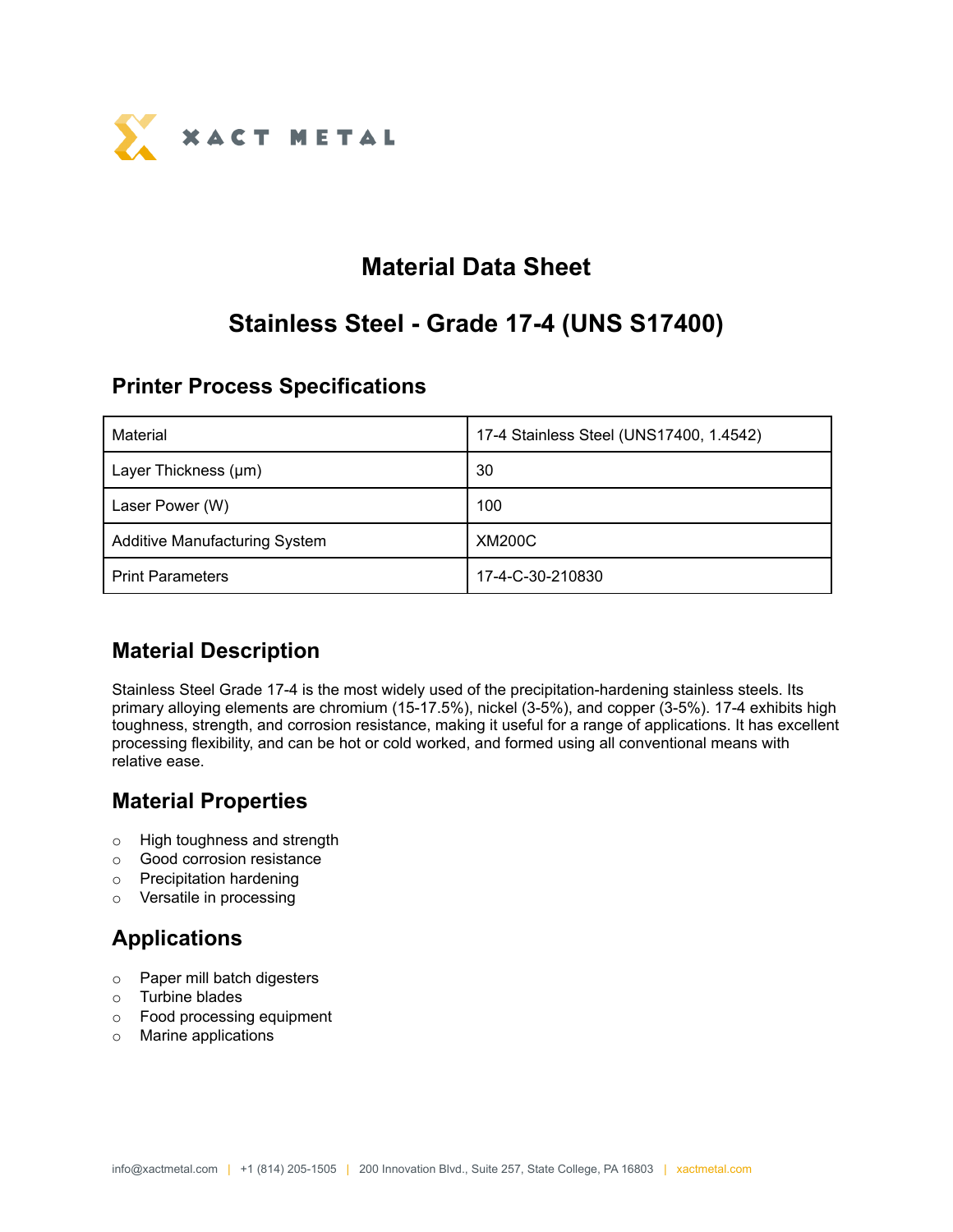XACT METAL

# Material Data Sheet

# Stainless Steel - Grade 17-4 (UNS S17400)

## Printer Process Specifications

| Material | 17-4 Stainless Steel (UNS17400, 1.4542) |
|---|---|
| Layer Thickness (µm) | 30 |
| Laser Power (W) | 100 |
| Additive Manufacturing System | XM200C |
| Print Parameters | 17-4-C-30-210830 |

## Material Description

Stainless Steel Grade 17-4 is the most widely used of the precipitation-hardening stainless steels. Its primary alloying elements are chromium (15-17.5%), nickel (3-5%), and copper (3-5%). 17-4 exhibits high toughness, strength, and corrosion resistance, making it useful for a range of applications. It has excellent processing flexibility, and can be hot or cold worked, and formed using all conventional means with relative ease.

## Material Properties

- High toughness and strength
- Good corrosion resistance
- Precipitation hardening
- Versatile in processing

## Applications

- Paper mill batch digesters
- Turbine blades
- Food processing equipment
- Marine applications

info@xactmetal.com | +1 (814) 205-1505 | 200 Innovation Blvd., Suite 257, State College, PA 16803 | xactmetal.com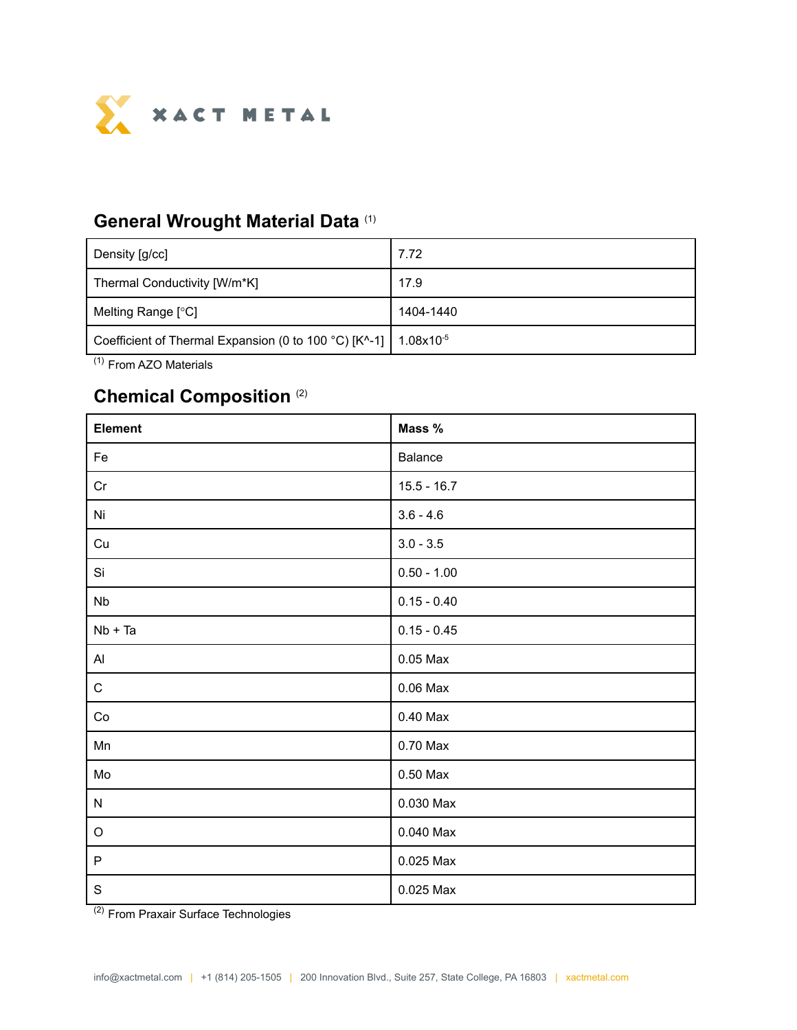## General Wrought Material Data [1]

| Density [g/cc] | 7.72 |
|---|---|
| Thermal Conductivity [W/m*K] | 17.9 |
| Melting Range [°C] | 1404-1440 |
| Coefficient of Thermal Expansion (0 to 100 °C) [K^-1] | $1.08 \times 10^{-5}$ |

[1] From AZO Materials

## Chemical Composition [2]

| Element | Mass % |
|---|---|
| Fe | Balance |
| Cr | 15.5 - 16.7 |
| Ni | 3.6 - 4.6 |
| Cu | 3.0 - 3.5 |
| Si | 0.50 - 1.00 |
| Nb | 0.15 - 0.40 |
| Nb + Ta | 0.15 - 0.45 |
| Al | 0.05 Max |
| C | 0.06 Max |
| Co | 0.40 Max |
| Mn | 0.70 Max |
| Mo | 0.50 Max |
| N | 0.030 Max |
| O | 0.040 Max |
| P | 0.025 Max |
| S | 0.025 Max |

[2] From Praxair Surface Technologies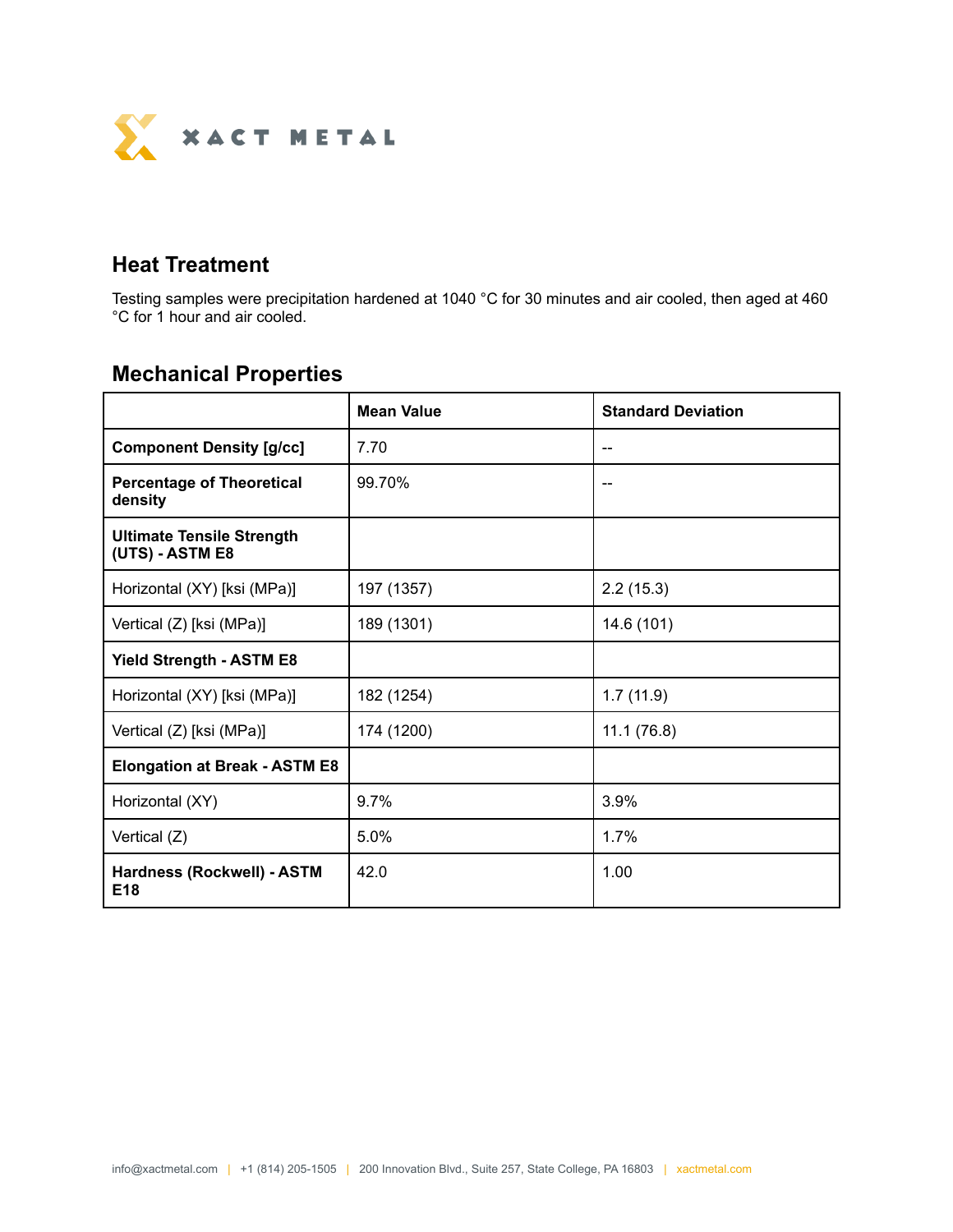## Heat Treatment

Testing samples were precipitation hardened at 1040 °C for 30 minutes and air cooled, then aged at 460 °C for 1 hour and air cooled.

## Mechanical Properties

| | **Mean Value** | **Standard Deviation** |
|---|---|---|
| **Component Density [g/cc]** | 7.70 | -- |
| **Percentage of Theoretical density** | 99.70% | -- |
| **Ultimate Tensile Strength (UTS) - ASTM E8** | | |
| Horizontal (XY) [ksi (MPa)] | 197 (1357) | 2.2 (15.3) |
| Vertical (Z) [ksi (MPa)] | 189 (1301) | 14.6 (101) |
| **Yield Strength - ASTM E8** | | |
| Horizontal (XY) [ksi (MPa)] | 182 (1254) | 1.7 (11.9) |
| Vertical (Z) [ksi (MPa)] | 174 (1200) | 11.1 (76.8) |
| **Elongation at Break - ASTM E8** | | |
| Horizontal (XY) | 9.7% | 3.9% |
| Vertical (Z) | 5.0% | 1.7% |
| **Hardness (Rockwell) - ASTM E18** | 42.0 | 1.00 |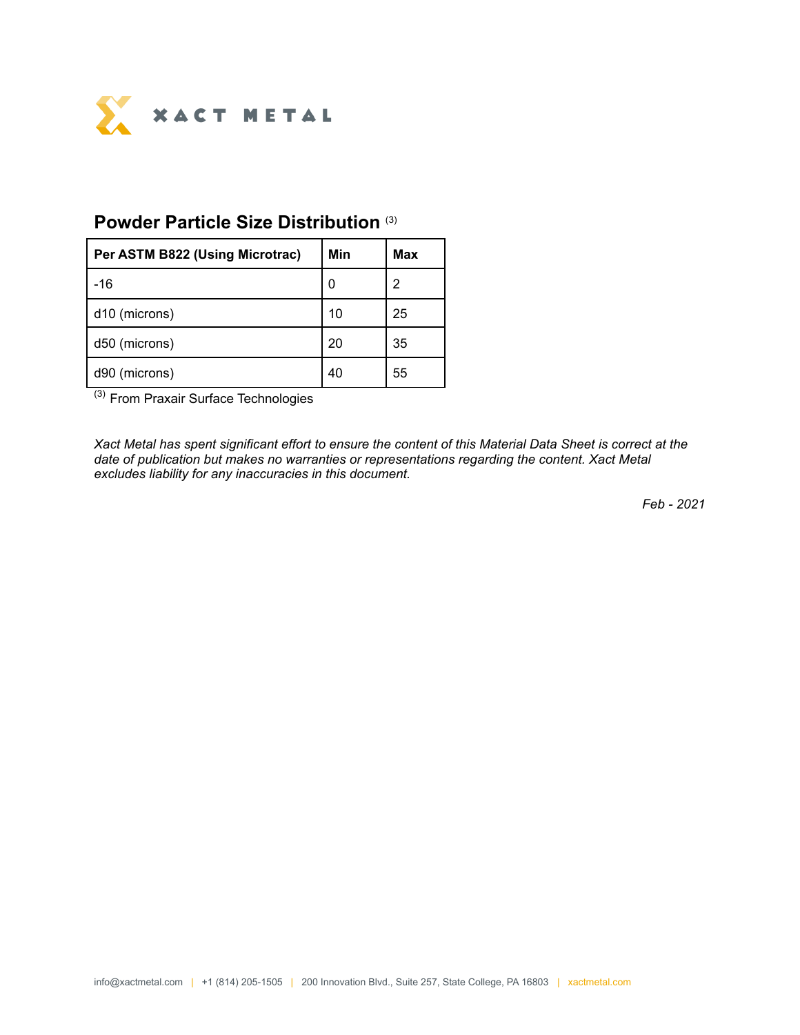## Powder Particle Size Distribution [3]

| Per ASTM B822 (Using Microtrac) | Min | Max |
|---|---|---|
| -16 | 0 | 2 |
| d10 (microns) | 10 | 25 |
| d50 (microns) | 20 | 35 |
| d90 (microns) | 40 | 55 |

[3] From Praxair Surface Technologies

*Xact Metal has spent significant effort to ensure the content of this Material Data Sheet is correct at the date of publication but makes no warranties or representations regarding the content. Xact Metal excludes liability for any inaccuracies in this document.*

*Feb - 2021*

info@xactmetal.com | +1 (814) 205-1505 | 200 Innovation Blvd., Suite 257, State College, PA 16803 | xactmetal.com